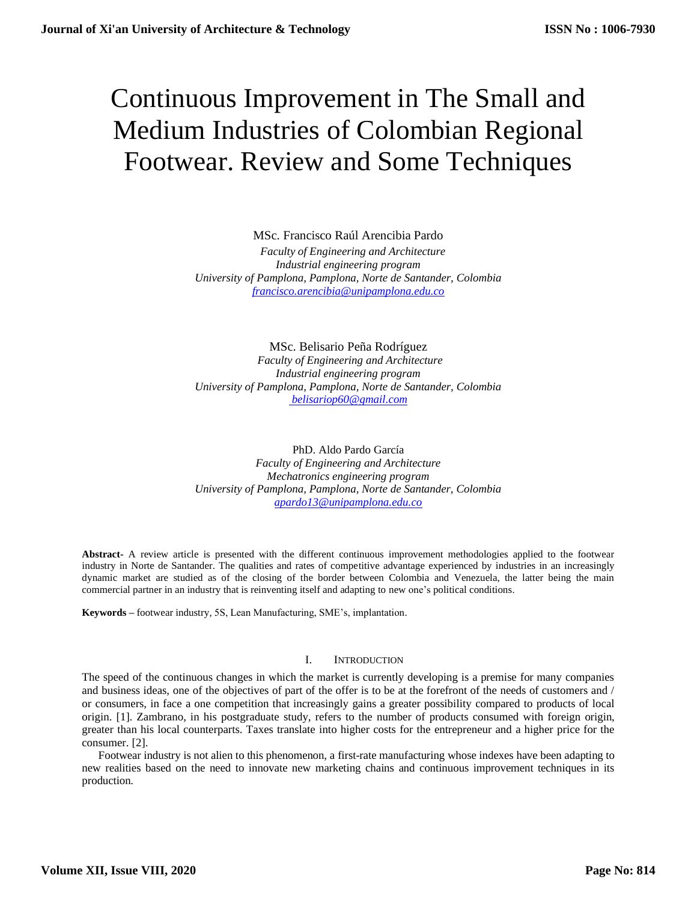# Continuous Improvement in The Small and Medium Industries of Colombian Regional Footwear. Review and Some Techniques

MSc. Francisco Raúl Arencibia Pardo
*Faculty of Engineering and Architecture*
*Industrial engineering program*
*University of Pamplona, Pamplona, Norte de Santander, Colombia*
*francisco.arencibia@unipamplona.edu.co*

MSc. Belisario Peña Rodríguez
*Faculty of Engineering and Architecture*
*Industrial engineering program*
*University of Pamplona, Pamplona, Norte de Santander, Colombia*
*belisariop60@gmail.com*

PhD. Aldo Pardo García
*Faculty of Engineering and Architecture*
*Mechatronics engineering program*
*University of Pamplona, Pamplona, Norte de Santander, Colombia*
*apardo13@unipamplona.edu.co*

**Abstract**- A review article is presented with the different continuous improvement methodologies applied to the footwear industry in Norte de Santander. The qualities and rates of competitive advantage experienced by industries in an increasingly dynamic market are studied as of the closing of the border between Colombia and Venezuela, the latter being the main commercial partner in an industry that is reinventing itself and adapting to new one's political conditions.

**Keywords –** footwear industry, 5S, Lean Manufacturing, SME's, implantation.

## I. Introduction

The speed of the continuous changes in which the market is currently developing is a premise for many companies and business ideas, one of the objectives of part of the offer is to be at the forefront of the needs of customers and / or consumers, in face a one competition that increasingly gains a greater possibility compared to products of local origin. [1]. Zambrano, in his postgraduate study, refers to the number of products consumed with foreign origin, greater than his local counterparts. Taxes translate into higher costs for the entrepreneur and a higher price for the consumer. [2].

Footwear industry is not alien to this phenomenon, a first-rate manufacturing whose indexes have been adapting to new realities based on the need to innovate new marketing chains and continuous improvement techniques in its production.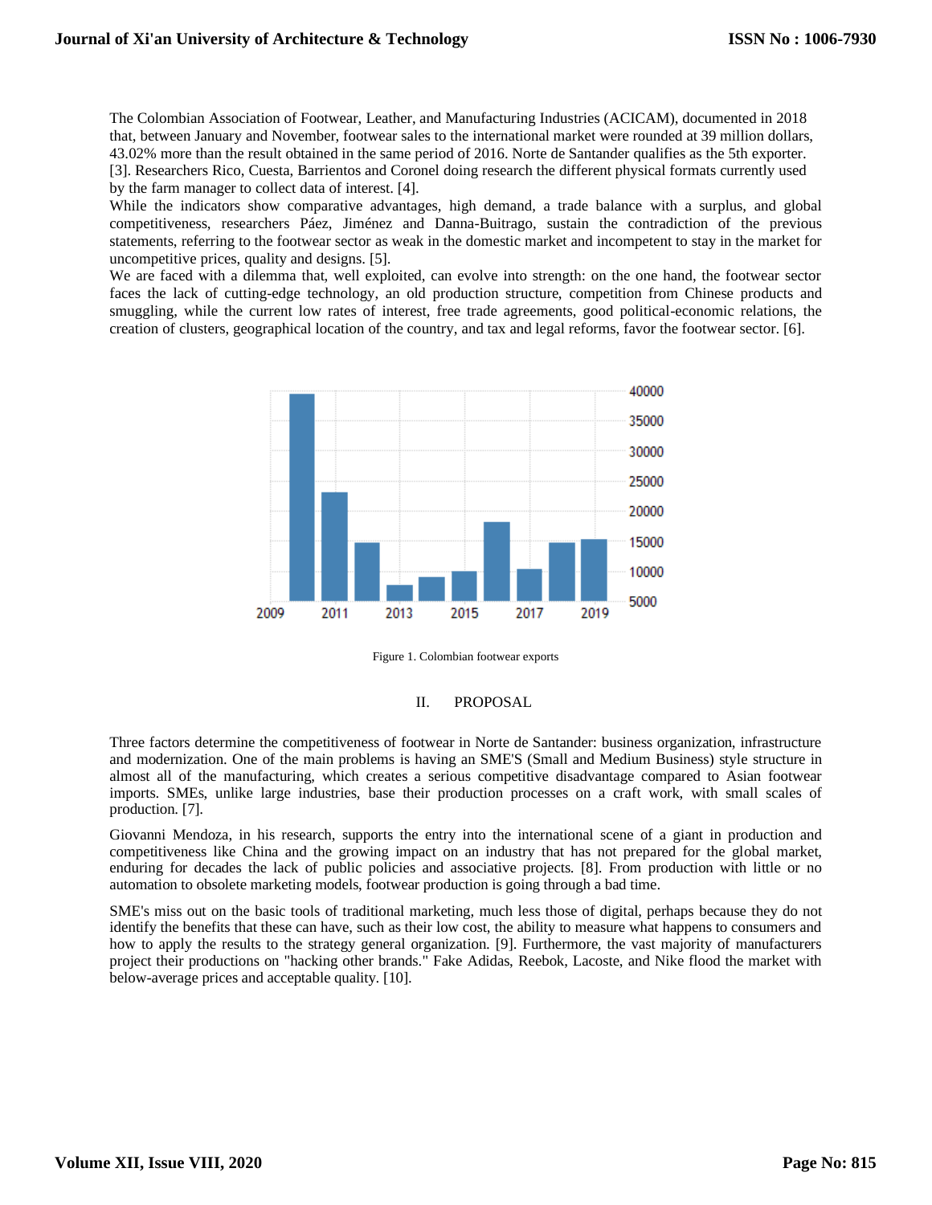The Colombian Association of Footwear, Leather, and Manufacturing Industries (ACICAM), documented in 2018 that, between January and November, footwear sales to the international market were rounded at 39 million dollars, 43.02% more than the result obtained in the same period of 2016. Norte de Santander qualifies as the 5th exporter. [3]. Researchers Rico, Cuesta, Barrientos and Coronel doing research the different physical formats currently used by the farm manager to collect data of interest. [4].

While the indicators show comparative advantages, high demand, a trade balance with a surplus, and global competitiveness, researchers Páez, Jiménez and Danna-Buitrago, sustain the contradiction of the previous statements, referring to the footwear sector as weak in the domestic market and incompetent to stay in the market for uncompetitive prices, quality and designs. [5].

We are faced with a dilemma that, well exploited, can evolve into strength: on the one hand, the footwear sector faces the lack of cutting-edge technology, an old production structure, competition from Chinese products and smuggling, while the current low rates of interest, free trade agreements, good political-economic relations, the creation of clusters, geographical location of the country, and tax and legal reforms, favor the footwear sector. [6].

40000
35000
30000
25000
20000
15000
10000
5000
2009 2011 2013 2015 2017 2019

Figure 1. Colombian footwear exports

## II. PROPOSAL

Three factors determine the competitiveness of footwear in Norte de Santander: business organization, infrastructure and modernization. One of the main problems is having an SME'S (Small and Medium Business) style structure in almost all of the manufacturing, which creates a serious competitive disadvantage compared to Asian footwear imports. SMEs, unlike large industries, base their production processes on a craft work, with small scales of production. [7].

Giovanni Mendoza, in his research, supports the entry into the international scene of a giant in production and competitiveness like China and the growing impact on an industry that has not prepared for the global market, enduring for decades the lack of public policies and associative projects. [8]. From production with little or no automation to obsolete marketing models, footwear production is going through a bad time.

SME's miss out on the basic tools of traditional marketing, much less those of digital, perhaps because they do not identify the benefits that these can have, such as their low cost, the ability to measure what happens to consumers and how to apply the results to the strategy general organization. [9]. Furthermore, the vast majority of manufacturers project their productions on "hacking other brands." Fake Adidas, Reebok, Lacoste, and Nike flood the market with below-average prices and acceptable quality. [10].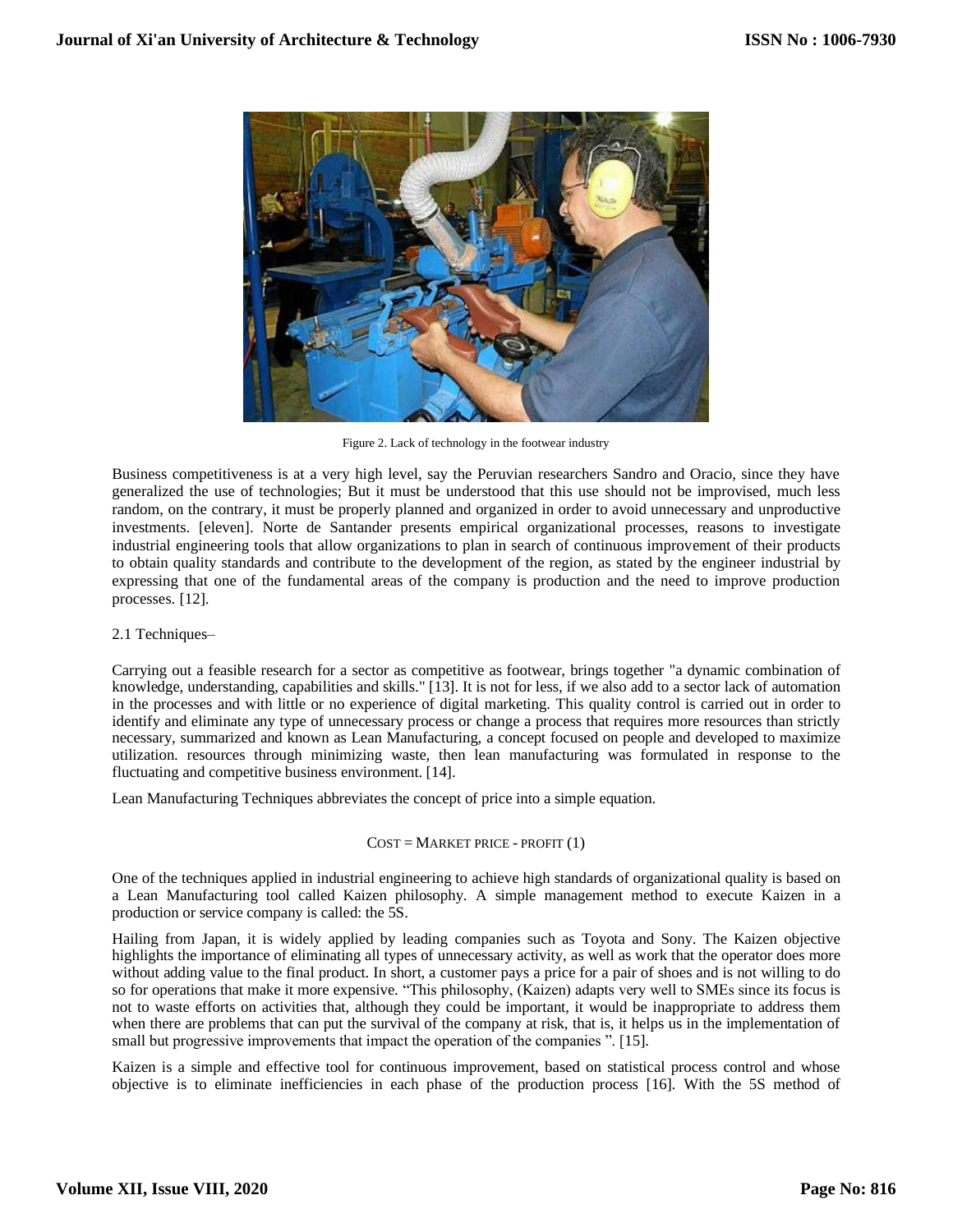Figure 2. Lack of technology in the footwear industry

Business competitiveness is at a very high level, say the Peruvian researchers Sandro and Oracio, since they have generalized the use of technologies; But it must be understood that this use should not be improvised, much less random, on the contrary, it must be properly planned and organized in order to avoid unnecessary and unproductive investments. [eleven]. Norte de Santander presents empirical organizational processes, reasons to investigate industrial engineering tools that allow organizations to plan in search of continuous improvement of their products to obtain quality standards and contribute to the development of the region, as stated by the engineer industrial by expressing that one of the fundamental areas of the company is production and the need to improve production processes. [12].

2.1 Techniques–

Carrying out a feasible research for a sector as competitive as footwear, brings together "a dynamic combination of knowledge, understanding, capabilities and skills." [13]. It is not for less, if we also add to a sector lack of automation in the processes and with little or no experience of digital marketing. This quality control is carried out in order to identify and eliminate any type of unnecessary process or change a process that requires more resources than strictly necessary, summarized and known as Lean Manufacturing, a concept focused on people and developed to maximize utilization. resources through minimizing waste, then lean manufacturing was formulated in response to the fluctuating and competitive business environment. [14].

Lean Manufacturing Techniques abbreviates the concept of price into a simple equation.

$$\text{COST} = \text{MARKET PRICE} - \text{PROFIT} \quad (1)$$

One of the techniques applied in industrial engineering to achieve high standards of organizational quality is based on a Lean Manufacturing tool called Kaizen philosophy. A simple management method to execute Kaizen in a production or service company is called: the 5S.

Hailing from Japan, it is widely applied by leading companies such as Toyota and Sony. The Kaizen objective highlights the importance of eliminating all types of unnecessary activity, as well as work that the operator does more without adding value to the final product. In short, a customer pays a price for a pair of shoes and is not willing to do so for operations that make it more expensive. "This philosophy, (Kaizen) adapts very well to SMEs since its focus is not to waste efforts on activities that, although they could be important, it would be inappropriate to address them when there are problems that can put the survival of the company at risk, that is, it helps us in the implementation of small but progressive improvements that impact the operation of the companies ". [15].

Kaizen is a simple and effective tool for continuous improvement, based on statistical process control and whose objective is to eliminate inefficiencies in each phase of the production process [16]. With the 5S method of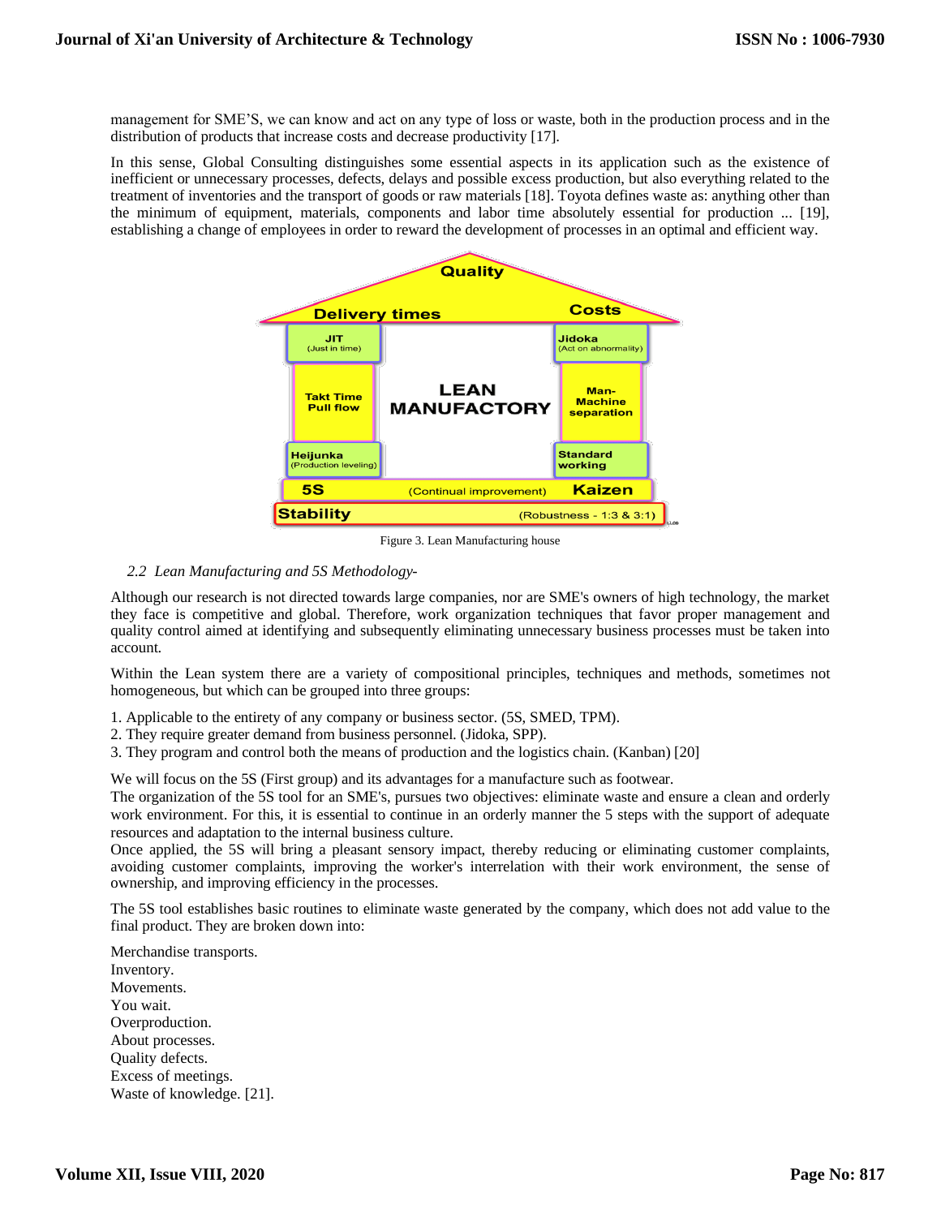management for SME'S, we can know and act on any type of loss or waste, both in the production process and in the distribution of products that increase costs and decrease productivity [17].

In this sense, Global Consulting distinguishes some essential aspects in its application such as the existence of inefficient or unnecessary processes, defects, delays and possible excess production, but also everything related to the treatment of inventories and the transport of goods or raw materials [18]. Toyota defines waste as: anything other than the minimum of equipment, materials, components and labor time absolutely essential for production ... [19], establishing a change of employees in order to reward the development of processes in an optimal and efficient way.

Quality

Delivery times

Costs

JIT
(Just in time)

Jidoka
(Act on abnormality)

Takt Time
Pull flow

LEAN
MANUFACTORY

Man-
Machine
separation

Heijunka
(Production leveling)

Standard
working

5S

(Continual improvement)

Kaizen

Stability

(Robustness - 1:3 & 3:1)

Figure 3. Lean Manufacturing house

*2.2 Lean Manufacturing and 5S Methodology-*

Although our research is not directed towards large companies, nor are SME's owners of high technology, the market they face is competitive and global. Therefore, work organization techniques that favor proper management and quality control aimed at identifying and subsequently eliminating unnecessary business processes must be taken into account.

Within the Lean system there are a variety of compositional principles, techniques and methods, sometimes not homogeneous, but which can be grouped into three groups:

1. Applicable to the entirety of any company or business sector. (5S, SMED, TPM).
2. They require greater demand from business personnel. (Jidoka, SPP).
3. They program and control both the means of production and the logistics chain. (Kanban) [20]

We will focus on the 5S (First group) and its advantages for a manufacture such as footwear.
The organization of the 5S tool for an SME's, pursues two objectives: eliminate waste and ensure a clean and orderly work environment. For this, it is essential to continue in an orderly manner the 5 steps with the support of adequate resources and adaptation to the internal business culture.
Once applied, the 5S will bring a pleasant sensory impact, thereby reducing or eliminating customer complaints, avoiding customer complaints, improving the worker's interrelation with their work environment, the sense of ownership, and improving efficiency in the processes.

The 5S tool establishes basic routines to eliminate waste generated by the company, which does not add value to the final product. They are broken down into:

Merchandise transports.
Inventory.
Movements.
You wait.
Overproduction.
About processes.
Quality defects.
Excess of meetings.
Waste of knowledge. [21].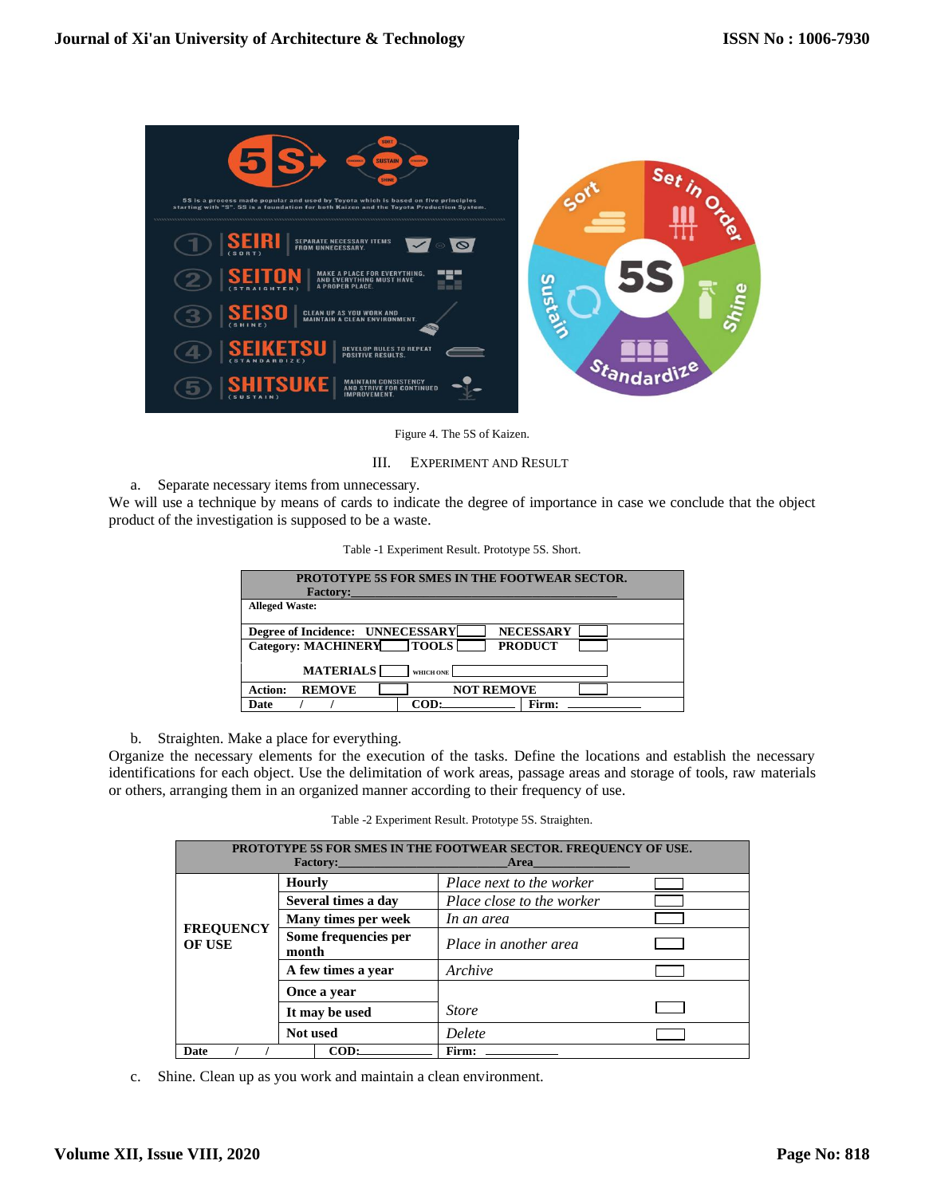Figure 4. The 5S of Kaizen.

## III. Experiment and Result

a. Separate necessary items from unnecessary.

We will use a technique by means of cards to indicate the degree of importance in case we conclude that the object product of the investigation is supposed to be a waste.

Table -1 Experiment Result. Prototype 5S. Short.

| PROTOTYPE 5S FOR SMES IN THE FOOTWEAR SECTOR. Factory:______ | | | | |
|---|---|---|---|---|
| Alleged Waste: | | | | |
| Degree of Incidence: | UNNECESSARY ☐ | | NECESSARY ☐ | |
| Category: MACHINERY ☐ | TOOLS ☐ | | PRODUCT ☐ | |
| | MATERIALS ☐ | WHICH ONE ☐ | | |
| Action: | REMOVE ☐ | | NOT REMOVE ☐ | |
| Date / / | | COD:______ | Firm: ______ | |

b. Straighten. Make a place for everything.

Organize the necessary elements for the execution of the tasks. Define the locations and establish the necessary identifications for each object. Use the delimitation of work areas, passage areas and storage of tools, raw materials or others, arranging them in an organized manner according to their frequency of use.

Table -2 Experiment Result. Prototype 5S. Straighten.

| PROTOTYPE 5S FOR SMES IN THE FOOTWEAR SECTOR. FREQUENCY OF USE. Factory:______ Area______ | | | |
|---|---|---|---|
| FREQUENCY OF USE | Hourly | *Place next to the worker* | ☐ |
| | Several times a day | *Place close to the worker* | ☐ |
| | Many times per week | *In an area* | ☐ |
| | Some frequencies per month | *Place in another area* | ☐ |
| | A few times a year | *Archive* | ☐ |
| | Once a year | *Store* | ☐ |
| | It may be used | | |
| | Not used | *Delete* | ☐ |
| Date / / | COD:______ | Firm: ______ | |

c. Shine. Clean up as you work and maintain a clean environment.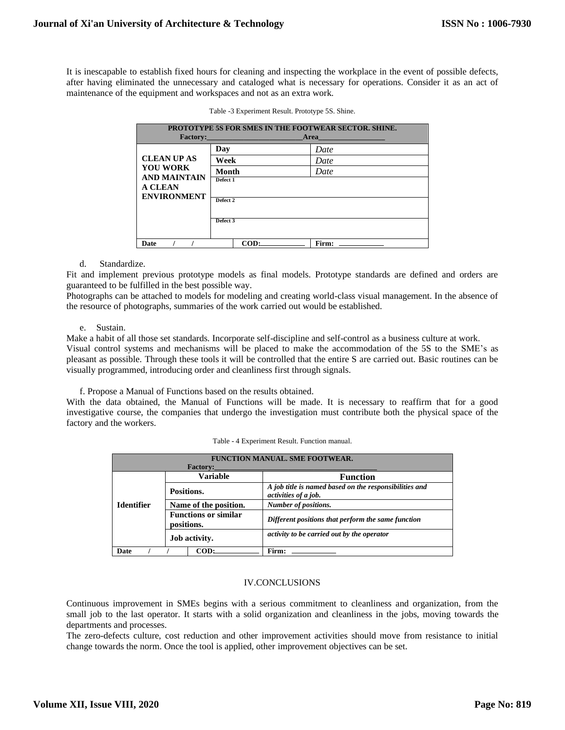It is inescapable to establish fixed hours for cleaning and inspecting the workplace in the event of possible defects, after having eliminated the unnecessary and cataloged what is necessary for operations. Consider it as an act of maintenance of the equipment and workspaces and not as an extra work.

Table -3 Experiment Result. Prototype 5S. Shine.

| **PROTOTYPE 5S FOR SMES IN THE FOOTWEAR SECTOR. SHINE.** **Factory:\_\_\_\_\_\_\_\_\_\_\_\_\_\_\_\_\_\_\_\_\_\_\_\_\_\_Area\_\_\_\_\_\_\_\_\_\_\_\_\_\_\_\_\_\_** | | | |
|---|---|---|---|
| **CLEAN UP AS YOU WORK AND MAINTAIN A CLEAN ENVIRONMENT** | **Day** | | *Date* |
| | **Week** | | *Date* |
| | **Month** | | *Date* |
| | **Defect 1** | | |
| | **Defect 2** | | |
| | **Defect 3** | | |
| **Date / /** | | **COD:\_\_\_\_\_\_\_\_\_\_\_\_** | **Firm: \_\_\_\_\_\_\_\_\_\_\_\_** |

d. Standardize.

Fit and implement previous prototype models as final models. Prototype standards are defined and orders are guaranteed to be fulfilled in the best possible way.

Photographs can be attached to models for modeling and creating world-class visual management. In the absence of the resource of photographs, summaries of the work carried out would be established.

e. Sustain.

Make a habit of all those set standards. Incorporate self-discipline and self-control as a business culture at work.

Visual control systems and mechanisms will be placed to make the accommodation of the 5S to the SME's as pleasant as possible. Through these tools it will be controlled that the entire S are carried out. Basic routines can be visually programmed, introducing order and cleanliness first through signals.

f. Propose a Manual of Functions based on the results obtained.

With the data obtained, the Manual of Functions will be made. It is necessary to reaffirm that for a good investigative course, the companies that undergo the investigation must contribute both the physical space of the factory and the workers.

Table - 4 Experiment Result. Function manual.

| **FUNCTION MANUAL. SME FOOTWEAR.** **Factory:\_\_\_\_\_\_\_\_\_\_\_\_\_\_\_\_\_\_\_\_\_\_\_\_\_\_\_\_\_\_\_\_\_\_\_\_\_\_\_\_\_\_\_\_\_\_\_\_** | | | |
|---|---|---|---|
| **Identifier** | **Variable** | | **Function** |
| | **Positions.** | | ***A job title is named based on the responsibilities and activities of a job.*** |
| | **Name of the position.** | | ***Number of positions.*** |
| | **Functions or similar positions.** | | ***Different positions that perform the same function*** |
| | **Job activity.** | | ***activity to be carried out by the operator*** |
| **Date / /** | | **COD:\_\_\_\_\_\_\_\_\_\_\_\_** | **Firm: \_\_\_\_\_\_\_\_\_\_\_\_** |

## IV.CONCLUSIONS

Continuous improvement in SMEs begins with a serious commitment to cleanliness and organization, from the small job to the last operator. It starts with a solid organization and cleanliness in the jobs, moving towards the departments and processes.

The zero-defects culture, cost reduction and other improvement activities should move from resistance to initial change towards the norm. Once the tool is applied, other improvement objectives can be set.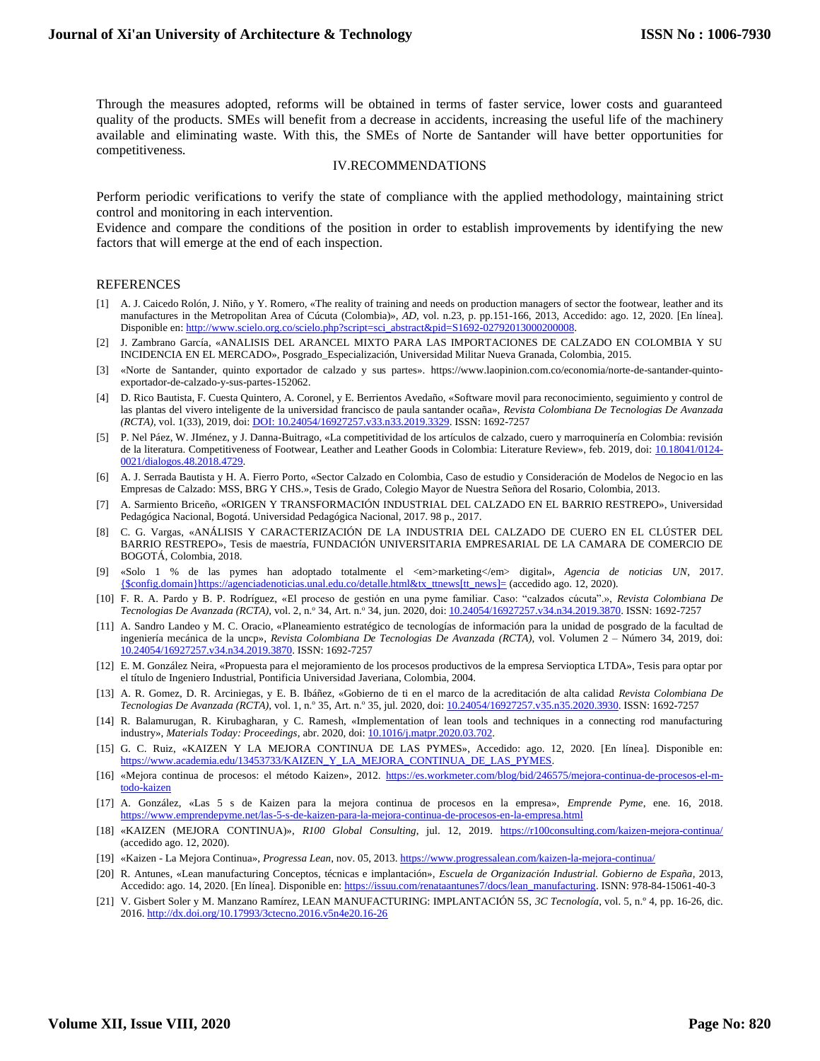Through the measures adopted, reforms will be obtained in terms of faster service, lower costs and guaranteed quality of the products. SMEs will benefit from a decrease in accidents, increasing the useful life of the machinery available and eliminating waste. With this, the SMEs of Norte de Santander will have better opportunities for competitiveness.

## IV.RECOMMENDATIONS

Perform periodic verifications to verify the state of compliance with the applied methodology, maintaining strict control and monitoring in each intervention.

Evidence and compare the conditions of the position in order to establish improvements by identifying the new factors that will emerge at the end of each inspection.

## REFERENCES

[1] A. J. Caicedo Rolón, J. Niño, y Y. Romero, «The reality of training and needs on production managers of sector the footwear, leather and its manufactures in the Metropolitan Area of Cúcuta (Colombia)», *AD*, vol. n.23, p. pp.151-166, 2013, Accedido: ago. 12, 2020. [En línea]. Disponible en: http://www.scielo.org.co/scielo.php?script=sci_abstract&pid=S1692-02792013000200008.

[2] J. Zambrano García, «ANALISIS DEL ARANCEL MIXTO PARA LAS IMPORTACIONES DE CALZADO EN COLOMBIA Y SU INCIDENCIA EN EL MERCADO», Posgrado_Especialización, Universidad Militar Nueva Granada, Colombia, 2015.

[3] «Norte de Santander, quinto exportador de calzado y sus partes». https://www.laopinion.com.co/economia/norte-de-santander-quinto-exportador-de-calzado-y-sus-partes-152062.

[4] D. Rico Bautista, F. Cuesta Quintero, A. Coronel, y E. Berrientos Avedaño, «Software movil para reconocimiento, seguimiento y control de las plantas del vivero inteligente de la universidad francisco de paula santander ocaña», *Revista Colombiana De Tecnologias De Avanzada (RCTA)*, vol. 1(33), 2019, doi: DOI: 10.24054/16927257.v33.n33.2019.3329. ISSN: 1692-7257

[5] P. Nel Páez, W. JIménez, y J. Danna-Buitrago, «La competitividad de los artículos de calzado, cuero y marroquinería en Colombia: revisión de la literatura. Competitiveness of Footwear, Leather and Leather Goods in Colombia: Literature Review», feb. 2019, doi: 10.18041/0124-0021/dialogos.48.2018.4729.

[6] A. J. Serrada Bautista y H. A. Fierro Porto, «Sector Calzado en Colombia, Caso de estudio y Consideración de Modelos de Negocio en las Empresas de Calzado: MSS, BRG Y CHS.», Tesis de Grado, Colegio Mayor de Nuestra Señora del Rosario, Colombia, 2013.

[7] A. Sarmiento Briceño, «ORIGEN Y TRANSFORMACIÓN INDUSTRIAL DEL CALZADO EN EL BARRIO RESTREPO», Universidad Pedagógica Nacional, Bogotá. Universidad Pedagógica Nacional, 2017. 98 p., 2017.

[8] C. G. Vargas, «ANÁLISIS Y CARACTERIZACIÓN DE LA INDUSTRIA DEL CALZADO DE CUERO EN EL CLÚSTER DEL BARRIO RESTREPO», Tesis de maestría, FUNDACIÓN UNIVERSITARIA EMPRESARIAL DE LA CAMARA DE COMERCIO DE BOGOTÁ, Colombia, 2018.

[9] «Solo 1 % de las pymes han adoptado totalmente el <em>marketing</em> digital», *Agencia de noticias UN*, 2017. {$config.domain}https://agenciadenoticias.unal.edu.co/detalle.html&tx_ttnews[tt_news]= (accedido ago. 12, 2020).

[10] F. R. A. Pardo y B. P. Rodríguez, «El proceso de gestión en una pyme familiar. Caso: "calzados cúcuta".», *Revista Colombiana De Tecnologias De Avanzada (RCTA)*, vol. 2, n.º 34, Art. n.º 34, jun. 2020, doi: 10.24054/16927257.v34.n34.2019.3870. ISSN: 1692-7257

[11] A. Sandro Landeo y M. C. Oracio, «Planeamiento estratégico de tecnologías de información para la unidad de posgrado de la facultad de ingeniería mecánica de la uncp», *Revista Colombiana De Tecnologias De Avanzada (RCTA)*, vol. Volumen 2 – Número 34, 2019, doi: 10.24054/16927257.v34.n34.2019.3870. ISSN: 1692-7257

[12] E. M. González Neira, «Propuesta para el mejoramiento de los procesos productivos de la empresa Servioptica LTDA», Tesis para optar por el título de Ingeniero Industrial, Pontificia Universidad Javeriana, Colombia, 2004.

[13] A. R. Gomez, D. R. Arciniegas, y E. B. Ibáñez, «Gobierno de ti en el marco de la acreditación de alta calidad *Revista Colombiana De Tecnologias De Avanzada (RCTA)*, vol. 1, n.º 35, Art. n.º 35, jul. 2020, doi: 10.24054/16927257.v35.n35.2020.3930. ISSN: 1692-7257

[14] R. Balamurugan, R. Kirubagharan, y C. Ramesh, «Implementation of lean tools and techniques in a connecting rod manufacturing industry», *Materials Today: Proceedings*, abr. 2020, doi: 10.1016/j.matpr.2020.03.702.

[15] G. C. Ruiz, «KAIZEN Y LA MEJORA CONTINUA DE LAS PYMES», Accedido: ago. 12, 2020. [En línea]. Disponible en: https://www.academia.edu/13453733/KAIZEN_Y_LA_MEJORA_CONTINUA_DE_LAS_PYMES.

[16] «Mejora continua de procesos: el método Kaizen», 2012. https://es.workmeter.com/blog/bid/246575/mejora-continua-de-procesos-el-m-todo-kaizen

[17] A. González, «Las 5 s de Kaizen para la mejora continua de procesos en la empresa», *Emprende Pyme*, ene. 16, 2018. https://www.emprendepyme.net/las-5-s-de-kaizen-para-la-mejora-continua-de-procesos-en-la-empresa.html

[18] «KAIZEN (MEJORA CONTINUA)», *R100 Global Consulting*, jul. 12, 2019. https://r100consulting.com/kaizen-mejora-continua/ (accedido ago. 12, 2020).

[19] «Kaizen - La Mejora Continua», *Progressa Lean*, nov. 05, 2013. https://www.progressalean.com/kaizen-la-mejora-continua/

[20] R. Antunes, «Lean manufacturing Conceptos, técnicas e implantación», *Escuela de Organización Industrial. Gobierno de España*, 2013, Accedido: ago. 14, 2020. [En línea]. Disponible en: https://issuu.com/renataantunes7/docs/lean_manufacturing. ISNN: 978-84-15061-40-3

[21] V. Gisbert Soler y M. Manzano Ramírez, LEAN MANUFACTURING: IMPLANTACIÓN 5S, *3C Tecnología*, vol. 5, n.º 4, pp. 16-26, dic. 2016. http://dx.doi.org/10.17993/3ctecno.2016.v5n4e20.16-26